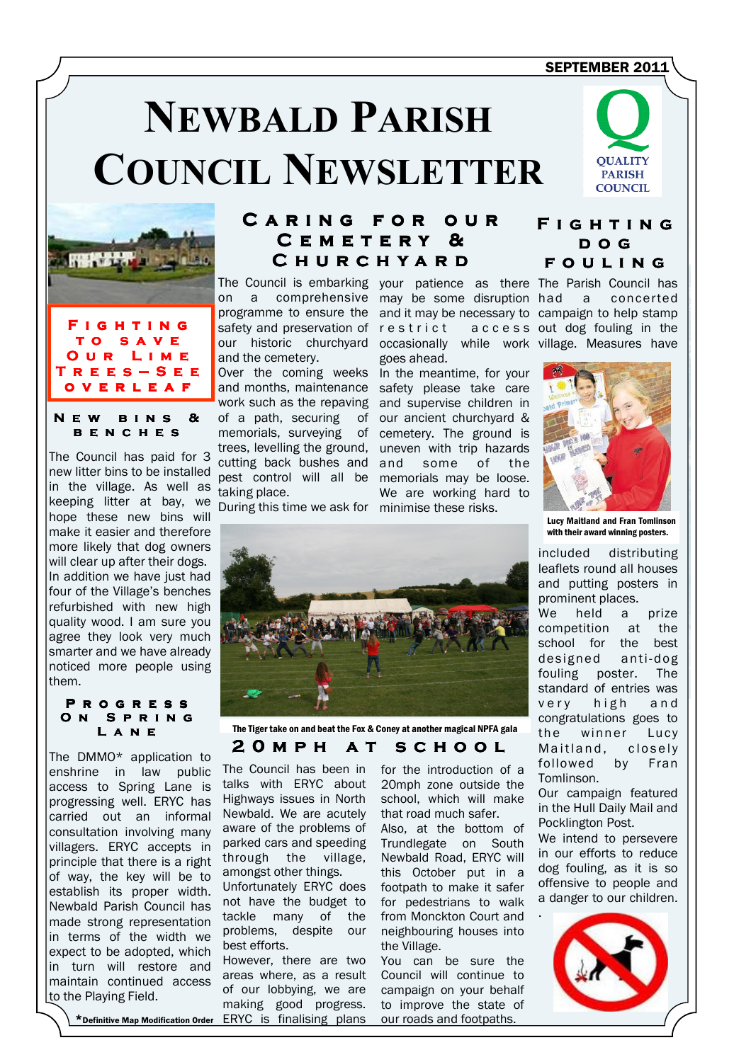SEPTEMBER 2011

# Newbald Parish Council Newsletter

QUALITY PARISH COUNCIL

**Fighting to Save Our Lime Trees—See overleaf**

## New bins & benches

The Council has paid for 3 new litter bins to be installed in the village. As well as keeping litter at bay, we hope these new bins will make it easier and therefore more likely that dog owners will clear up after their dogs.

In addition we have just had four of the Village's benches refurbished with new high quality wood. I am sure you agree they look very much smarter and we have already noticed more people using them.

## Progress On Spring Lane

The DMMO* application to enshrine in law public access to Spring Lane is progressing well. ERYC has carried out an informal consultation involving many villagers. ERYC accepts in principle that there is a right of way, the key will be to establish its proper width. Newbald Parish Council has made strong representation in terms of the width we expect to be adopted, which in turn will restore and maintain continued access to the Playing Field.

*Definitive Map Modification Order

## Caring for our Cemetery & Churchyard

The Council is embarking on a comprehensive programme to ensure the safety and preservation of our historic churchyard and the cemetery.

Over the coming weeks and months, maintenance work such as the repaving of a path, securing of memorials, surveying of trees, levelling the ground, cutting back bushes and pest control will all be taking place.

During this time we ask for your patience as there may be some disruption and it may be necessary to restrict access occasionally while work goes ahead.

In the meantime, for your safety please take care and supervise children in our ancient churchyard & cemetery. The ground is uneven with trip hazards and some of the memorials may be loose. We are working hard to minimise these risks.

The Tiger take on and beat the Fox & Coney at another magical NPFA gala

## 20mph at School

The Council has been in talks with ERYC about Highways issues in North Newbald. We are acutely aware of the problems of parked cars and speeding through the village, amongst other things.

Unfortunately ERYC does not have the budget to tackle many of the problems, despite our best efforts.

However, there are two areas where, as a result of our lobbying, we are making good progress. ERYC is finalising plans for the introduction of a 20mph zone outside the school, which will make that road much safer.

Also, at the bottom of Trundlegate on South Newbald Road, ERYC will this October put in a footpath to make it safer for pedestrians to walk from Monckton Court and neighbouring houses into the Village.

You can be sure the Council will continue to campaign on your behalf to improve the state of our roads and footpaths.

## Fighting dog fouling

The Parish Council has had a concerted campaign to help stamp out dog fouling in the village. Measures have included distributing leaflets round all houses and putting posters in prominent places.

Lucy Maitland and Fran Tomlinson with their award winning posters.

We held a prize competition at the school for the best designed anti-dog fouling poster. The standard of entries was very high and congratulations goes to the winner Lucy Maitland, closely followed by Fran Tomlinson.

Our campaign featured in the Hull Daily Mail and Pocklington Post.

We intend to persevere in our efforts to reduce dog fouling, as it is so offensive to people and a danger to our children.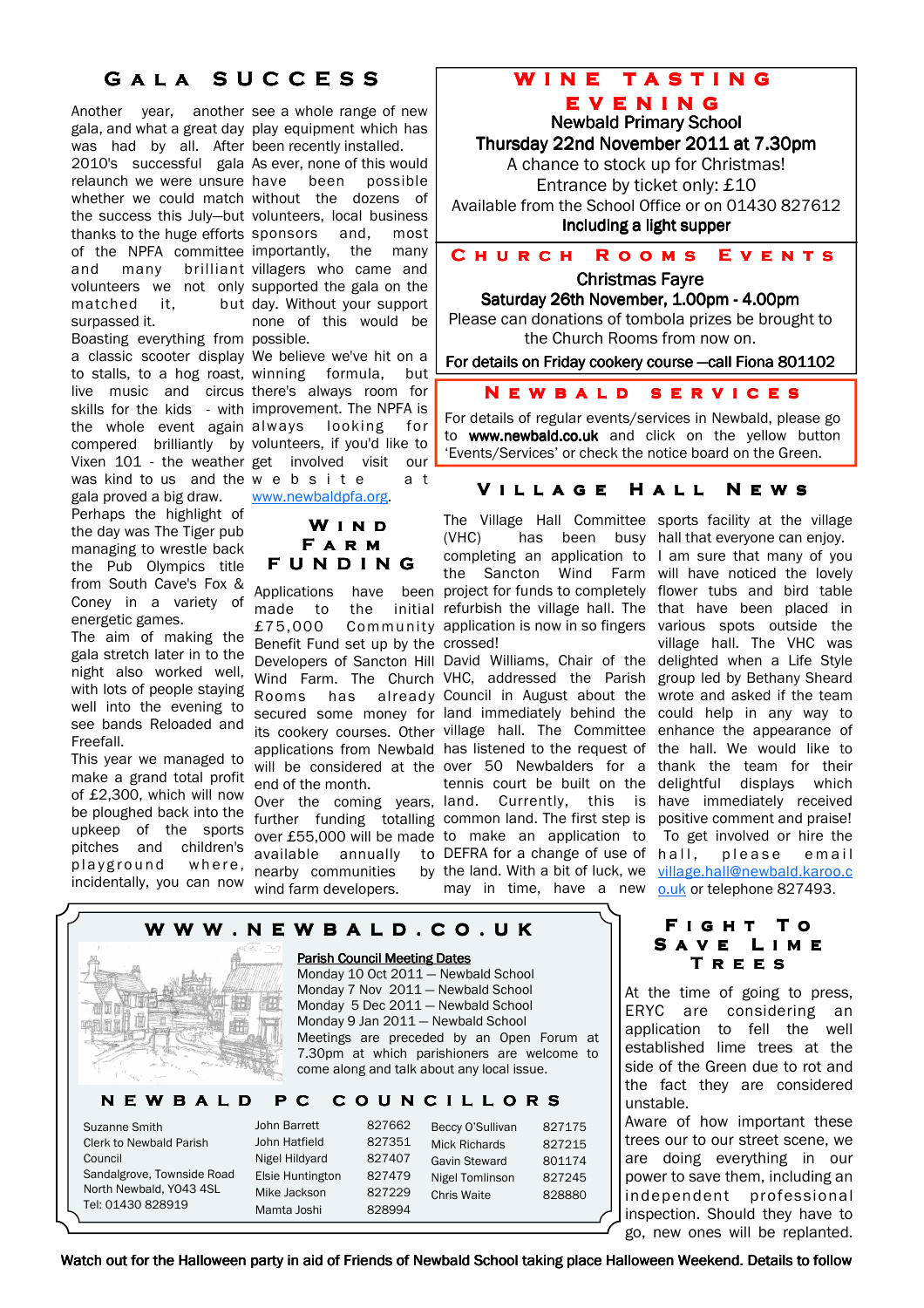## GALA SUCCESS

Another year, another gala, and what a great day was had by all. After 2010's successful gala relaunch we were unsure whether we could match the success this July—but thanks to the huge efforts of the NPFA committee and many brilliant volunteers we not only matched it, but surpassed it.

Boasting everything from a classic scooter display to stalls, to a hog roast, live music and circus skills for the kids - with the whole event again compered brilliantly by Vixen 101 - the weather was kind to us and the gala proved a big draw.

Perhaps the highlight of the day was The Tiger pub managing to wrestle back the Pub Olympics title from South Cave's Fox & Coney in a variety of energetic games.

The aim of making the gala stretch later in to the night also worked well, with lots of people staying well into the evening to see bands Reloaded and Freefall.

This year we managed to make a grand total profit of £2,300, which will now be ploughed back into the upkeep of the sports pitches and children's playground where, incidentally, you can now see a whole range of new play equipment which has been recently installed.

As ever, none of this would have been possible without the dozens of volunteers, local business sponsors and, most importantly, the many villagers who came and supported the gala on the day. Without your support none of this would be possible.

We believe we've hit on a winning formula, but there's always room for improvement. The NPFA is always looking for volunteers, if you'd like to get involved visit our website at www.newbaldpfa.org.

## WIND FARM FUNDING

Applications have been made to the initial £75,000 Community Benefit Fund set up by the Developers of Sancton Hill Wind Farm. The Church Rooms has already secured some money for its cookery courses. Other applications from Newbald will be considered at the end of the month.

Over the coming years, further funding totalling over £55,000 will be made available annually to nearby communities by wind farm developers.

## WINE TASTING EVENING

Newbald Primary School

**Thursday 22nd November 2011 at 7.30pm**

A chance to stock up for Christmas!

Entrance by ticket only: £10

Available from the School Office or on 01430 827612

**Including a light supper**

## CHURCH ROOMS EVENTS

Christmas Fayre

**Saturday 26th November, 1.00pm - 4.00pm**

Please can donations of tombola prizes be brought to the Church Rooms from now on.

For details on Friday cookery course —call Fiona 801102

## NEWBALD SERVICES

For details of regular events/services in Newbald, please go to **www.newbald.co.uk** and click on the yellow button 'Events/Services' or check the notice board on the Green.

## VILLAGE HALL NEWS

The Village Hall Committee (VHC) has been busy completing an application to the Sancton Wind Farm project for funds to completely refurbish the village hall. The application is now in so fingers crossed!

David Williams, Chair of the VHC, addressed the Parish Council in August about the land immediately behind the village hall. The Committee has listened to the request of over 50 Newbalders for a tennis court be built on the land. Currently, this is common land. The first step is to make an application to DEFRA for a change of use of the land. With a bit of luck, we may in time, have a new sports facility at the village hall that everyone can enjoy.

I am sure that many of you will have noticed the lovely flower tubs and bird table that have been placed in various spots outside the village hall. The VHC was delighted when a Life Style group led by Bethany Sheard wrote and asked if the team could help in any way to enhance the appearance of the hall. We would like to thank the team for their delightful displays which have immediately received positive comment and praise!

To get involved or hire the hall, please email village.hall@newbald.karoo.co.uk or telephone 827493.

## WWW.NEWBALD.CO.UK

**Parish Council Meeting Dates**

Monday 10 Oct 2011 — Newbald School
Monday 7 Nov 2011 — Newbald School
Monday 5 Dec 2011 — Newbald School
Monday 9 Jan 2011 — Newbald School

Meetings are preceded by an Open Forum at 7.30pm at which parishioners are welcome to come along and talk about any local issue.

## NEWBALD PC COUNCILLORS

Suzanne Smith
Clerk to Newbald Parish Council
Sandalgrove, Townside Road
North Newbald, YO43 4SL
Tel: 01430 828919

| | | | |
|---|---|---|---|
| John Barrett | 827662 | Beccy O'Sullivan | 827175 |
| John Hatfield | 827351 | Mick Richards | 827215 |
| Nigel Hildyard | 827407 | Gavin Steward | 801174 |
| Elsie Huntington | 827479 | Nigel Tomlinson | 827245 |
| Mike Jackson | 827229 | Chris Waite | 828880 |
| Mamta Joshi | 828994 | | |

## FIGHT TO SAVE LIME TREES

At the time of going to press, ERYC are considering an application to fell the well established lime trees at the side of the Green due to rot and the fact they are considered unstable.

Aware of how important these trees our to our street scene, we are doing everything in our power to save them, including an independent professional inspection. Should they have to go, new ones will be replanted.

Watch out for the Halloween party in aid of Friends of Newbald School taking place Halloween Weekend. Details to follow